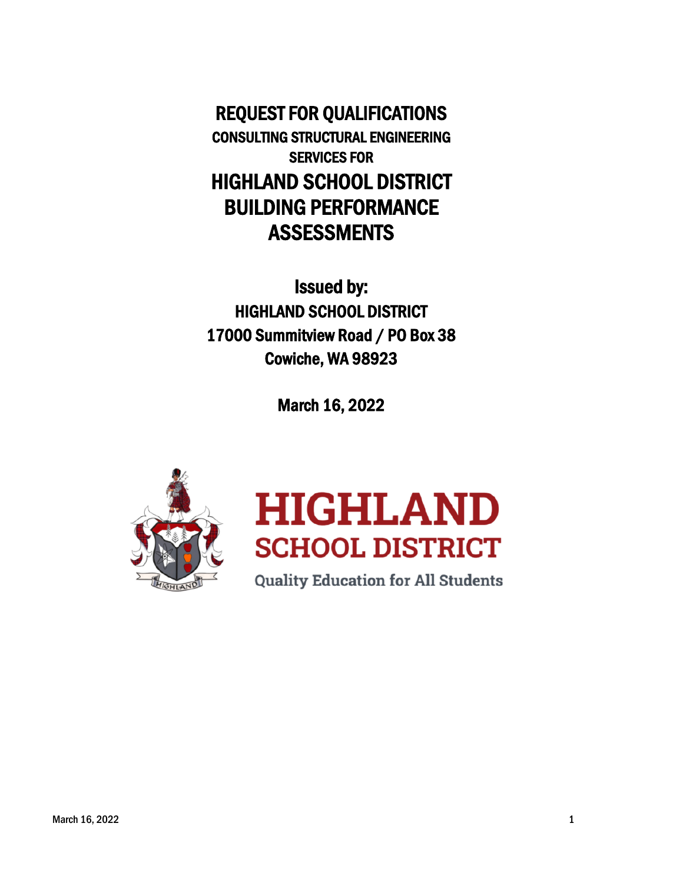# REQUEST FOR QUALIFICATIONS

## CONSULTING STRUCTURAL ENGINEERING SERVICES FOR

# HIGHLAND SCHOOL DISTRICT BUILDING PERFORMANCE ASSESSMENTS

**Issued by:**

**HIGHLAND SCHOOL DISTRICT**
**17000 Summitview Road / PO Box 38**
**Cowiche, WA 98923**

**March 16, 2022**

**HIGHLAND SCHOOL DISTRICT**

Quality Education for All Students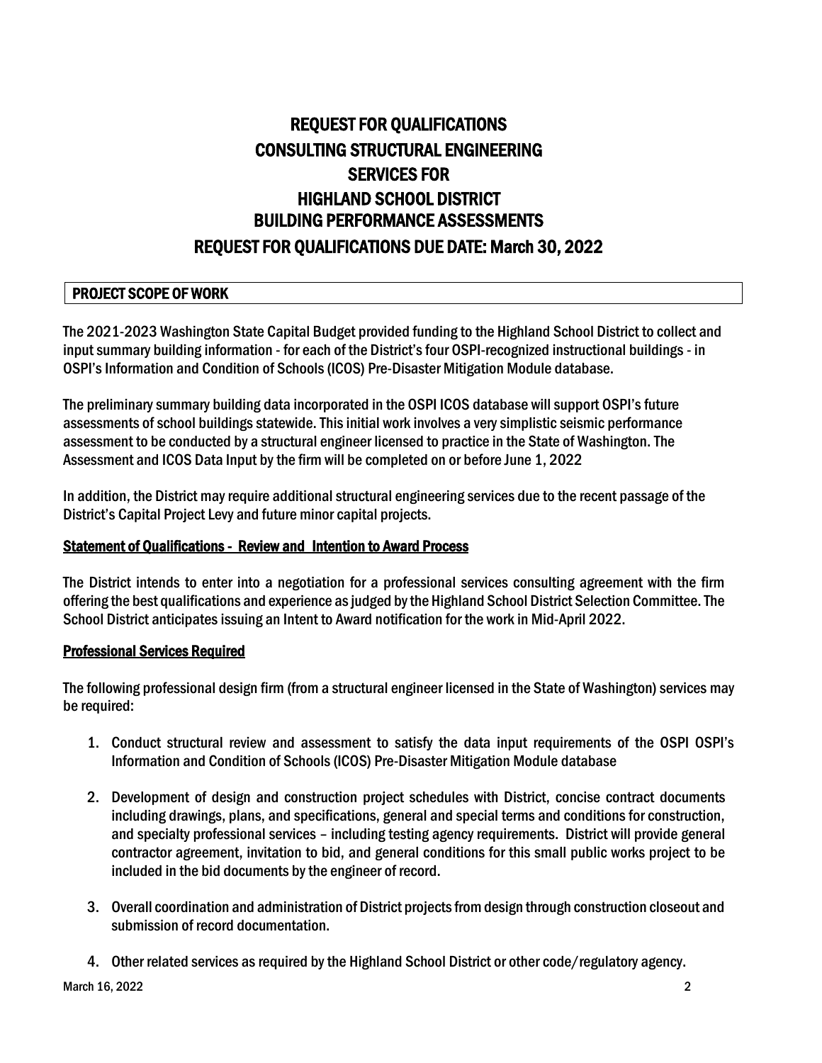# REQUEST FOR QUALIFICATIONS
# CONSULTING STRUCTURAL ENGINEERING
# SERVICES FOR
# HIGHLAND SCHOOL DISTRICT
# BUILDING PERFORMANCE ASSESSMENTS
# REQUEST FOR QUALIFICATIONS DUE DATE: March 30, 2022

## PROJECT SCOPE OF WORK

The 2021-2023 Washington State Capital Budget provided funding to the Highland School District to collect and input summary building information - for each of the District's four OSPI-recognized instructional buildings - in OSPI's Information and Condition of Schools (ICOS) Pre-Disaster Mitigation Module database.

The preliminary summary building data incorporated in the OSPI ICOS database will support OSPI's future assessments of school buildings statewide. This initial work involves a very simplistic seismic performance assessment to be conducted by a structural engineer licensed to practice in the State of Washington. The Assessment and ICOS Data Input by the firm will be completed on or before June 1, 2022

In addition, the District may require additional structural engineering services due to the recent passage of the District's Capital Project Levy and future minor capital projects.

### Statement of Qualifications - Review and Intention to Award Process

The District intends to enter into a negotiation for a professional services consulting agreement with the firm offering the best qualifications and experience as judged by the Highland School District Selection Committee. The School District anticipates issuing an Intent to Award notification for the work in Mid-April 2022.

### Professional Services Required

The following professional design firm (from a structural engineer licensed in the State of Washington) services may be required:

1. Conduct structural review and assessment to satisfy the data input requirements of the OSPI OSPI's Information and Condition of Schools (ICOS) Pre-Disaster Mitigation Module database
2. Development of design and construction project schedules with District, concise contract documents including drawings, plans, and specifications, general and special terms and conditions for construction, and specialty professional services – including testing agency requirements. District will provide general contractor agreement, invitation to bid, and general conditions for this small public works project to be included in the bid documents by the engineer of record.
3. Overall coordination and administration of District projects from design through construction closeout and submission of record documentation.
4. Other related services as required by the Highland School District or other code/regulatory agency.

March 16, 2022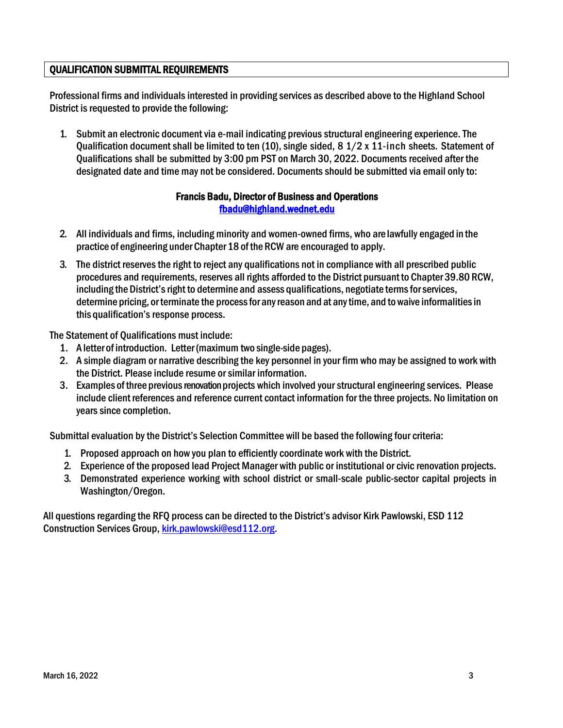## QUALIFICATION SUBMITTAL REQUIREMENTS

Professional firms and individuals interested in providing services as described above to the Highland School District is requested to provide the following:

1. Submit an electronic document via e-mail indicating previous structural engineering experience. The Qualification document shall be limited to ten (10), single sided, 8 1/2 x 11-inch sheets. Statement of Qualifications shall be submitted by 3:00 pm PST on March 30, 2022. Documents received after the designated date and time may not be considered. Documents should be submitted via email only to:

   **Francis Badu, Director of Business and Operations**
   fbadu@highland.wednet.edu

2. All individuals and firms, including minority and women-owned firms, who are lawfully engaged in the practice of engineering under Chapter 18 of the RCW are encouraged to apply.
3. The district reserves the right to reject any qualifications not in compliance with all prescribed public procedures and requirements, reserves all rights afforded to the District pursuant to Chapter 39.80 RCW, including the District's right to determine and assess qualifications, negotiate terms for services, determine pricing, or terminate the process for any reason and at any time, and to waive informalities in this qualification's response process.

The Statement of Qualifications must include:

1. A letter of introduction. Letter (maximum two single-side pages).
2. A simple diagram or narrative describing the key personnel in your firm who may be assigned to work with the District. Please include resume or similar information.
3. Examples of three previous renovation projects which involved your structural engineering services. Please include client references and reference current contact information for the three projects. No limitation on years since completion.

Submittal evaluation by the District's Selection Committee will be based the following four criteria:

1. Proposed approach on how you plan to efficiently coordinate work with the District.
2. Experience of the proposed lead Project Manager with public or institutional or civic renovation projects.
3. Demonstrated experience working with school district or small-scale public-sector capital projects in Washington/Oregon.

All questions regarding the RFQ process can be directed to the District's advisor Kirk Pawlowski, ESD 112 Construction Services Group, kirk.pawlowski@esd112.org.

March 16, 2022